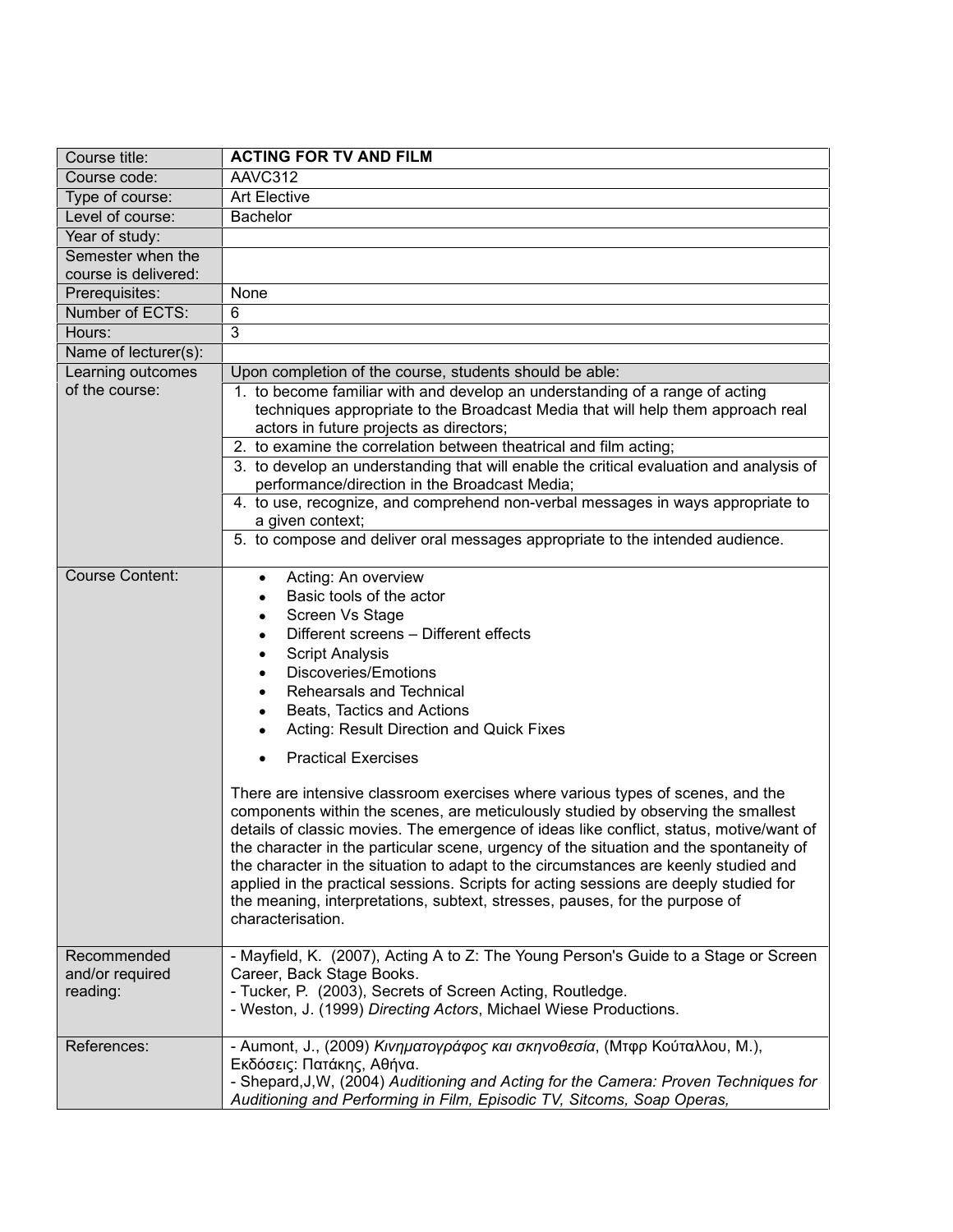| Course title: | **ACTING FOR TV AND FILM** |
|---|---|
| Course code: | AAVC312 |
| Type of course: | Art Elective |
| Level of course: | Bachelor |
| Year of study: | |
| Semester when the course is delivered: | |
| Prerequisites: | None |
| Number of ECTS: | 6 |
| Hours: | 3 |
| Name of lecturer(s): | |
| Learning outcomes of the course: | Upon completion of the course, students should be able:<br>1. to become familiar with and develop an understanding of a range of acting techniques appropriate to the Broadcast Media that will help them approach real actors in future projects as directors;<br>2. to examine the correlation between theatrical and film acting;<br>3. to develop an understanding that will enable the critical evaluation and analysis of performance/direction in the Broadcast Media;<br>4. to use, recognize, and comprehend non-verbal messages in ways appropriate to a given context;<br>5. to compose and deliver oral messages appropriate to the intended audience. |
| Course Content: | • Acting: An overview<br>• Basic tools of the actor<br>• Screen Vs Stage<br>• Different screens – Different effects<br>• Script Analysis<br>• Discoveries/Emotions<br>• Rehearsals and Technical<br>• Beats, Tactics and Actions<br>• Acting: Result Direction and Quick Fixes<br>• Practical Exercises<br><br>There are intensive classroom exercises where various types of scenes, and the components within the scenes, are meticulously studied by observing the smallest details of classic movies. The emergence of ideas like conflict, status, motive/want of the character in the particular scene, urgency of the situation and the spontaneity of the character in the situation to adapt to the circumstances are keenly studied and applied in the practical sessions. Scripts for acting sessions are deeply studied for the meaning, interpretations, subtext, stresses, pauses, for the purpose of characterisation. |
| Recommended and/or required reading: | - Mayfield, K. (2007), Acting A to Z: The Young Person's Guide to a Stage or Screen Career, Back Stage Books.<br>- Tucker, P. (2003), Secrets of Screen Acting, Routledge.<br>- Weston, J. (1999) *Directing Actors*, Michael Wiese Productions. |
| References: | - Aumont, J., (2009) *Κινηματογράφος και σκηνοθεσία*, (Μτφρ Κούταλλου, Μ.), Εκδόσεις: Πατάκης, Αθήνα.<br>- Shepard,J,W, (2004) *Auditioning and Acting for the Camera: Proven Techniques for Auditioning and Performing in Film, Episodic TV, Sitcoms, Soap Operas,* |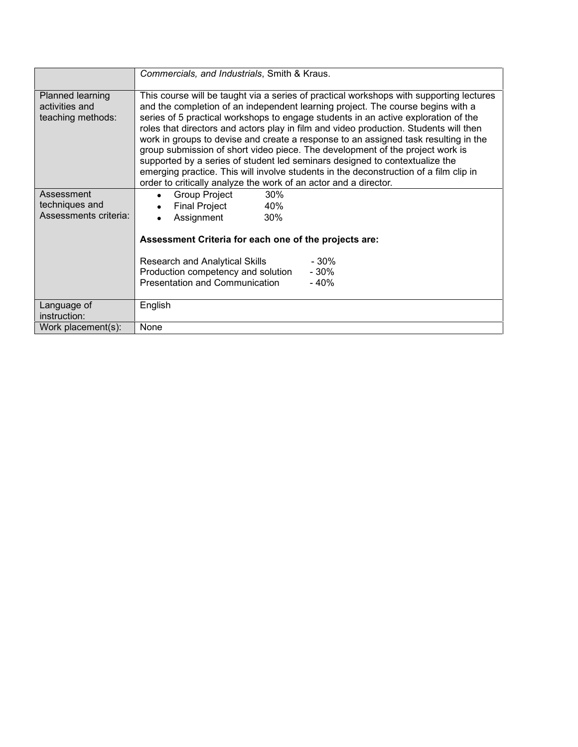| | |
|---|---|
| | *Commercials, and Industrials*, Smith & Kraus. |
| Planned learning activities and teaching methods: | This course will be taught via a series of practical workshops with supporting lectures and the completion of an independent learning project. The course begins with a series of 5 practical workshops to engage students in an active exploration of the roles that directors and actors play in film and video production. Students will then work in groups to devise and create a response to an assigned task resulting in the group submission of short video piece. The development of the project work is supported by a series of student led seminars designed to contextualize the emerging practice. This will involve students in the deconstruction of a film clip in order to critically analyze the work of an actor and a director. |
| Assessment techniques and Assessments criteria: | • Group Project 30%<br>• Final Project 40%<br>• Assignment 30%<br><br>**Assessment Criteria for each one of the projects are:**<br><br>Research and Analytical Skills - 30%<br>Production competency and solution - 30%<br>Presentation and Communication - 40% |
| Language of instruction: | English |
| Work placement(s): | None |